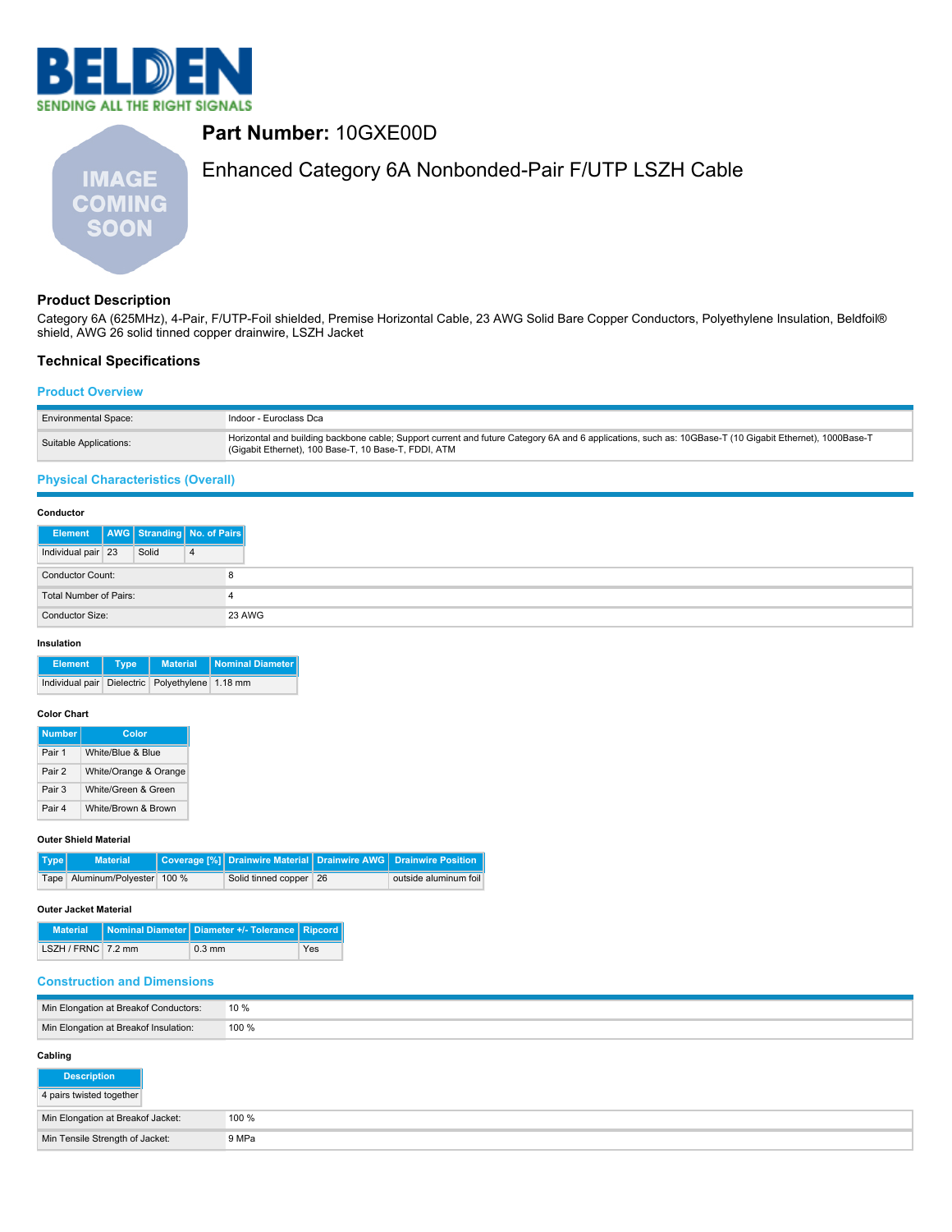# Part Number: 10GXE00D

Enhanced Category 6A Nonbonded-Pair F/UTP LSZH Cable

## Product Description

Category 6A (625MHz), 4-Pair, F/UTP-Foil shielded, Premise Horizontal Cable, 23 AWG Solid Bare Copper Conductors, Polyethylene Insulation, Beldfoil® shield, AWG 26 solid tinned copper drainwire, LSZH Jacket

## Technical Specifications

### Product Overview

| | |
|---|---|
| Environmental Space: | Indoor - Euroclass Dca |
| Suitable Applications: | Horizontal and building backbone cable; Support current and future Category 6A and 6 applications, such as: 10GBase-T (10 Gigabit Ethernet), 1000Base-T (Gigabit Ethernet), 100 Base-T, 10 Base-T, FDDI, ATM |

### Physical Characteristics (Overall)

**Conductor**

| Element | AWG | Stranding | No. of Pairs |
|---|---|---|---|
| Individual pair | 23 | Solid | 4 |

| | |
|---|---|
| Conductor Count: | 8 |
| Total Number of Pairs: | 4 |
| Conductor Size: | 23 AWG |

**Insulation**

| Element | Type | Material | Nominal Diameter |
|---|---|---|---|
| Individual pair | Dielectric | Polyethylene | 1.18 mm |

**Color Chart**

| Number | Color |
|---|---|
| Pair 1 | White/Blue & Blue |
| Pair 2 | White/Orange & Orange |
| Pair 3 | White/Green & Green |
| Pair 4 | White/Brown & Brown |

**Outer Shield Material**

| Type | Material | Coverage [%] | Drainwire Material | Drainwire AWG | Drainwire Position |
|---|---|---|---|---|---|
| Tape | Aluminum/Polyester | 100 % | Solid tinned copper | 26 | outside aluminum foil |

**Outer Jacket Material**

| Material | Nominal Diameter | Diameter +/- Tolerance | Ripcord |
|---|---|---|---|
| LSZH / FRNC | 7.2 mm | 0.3 mm | Yes |

### Construction and Dimensions

| | |
|---|---|
| Min Elongation at Breakof Conductors: | 10 % |
| Min Elongation at Breakof Insulation: | 100 % |

**Cabling**

| Description |
|---|
| 4 pairs twisted together |

| | |
|---|---|
| Min Elongation at Breakof Jacket: | 100 % |
| Min Tensile Strength of Jacket: | 9 MPa |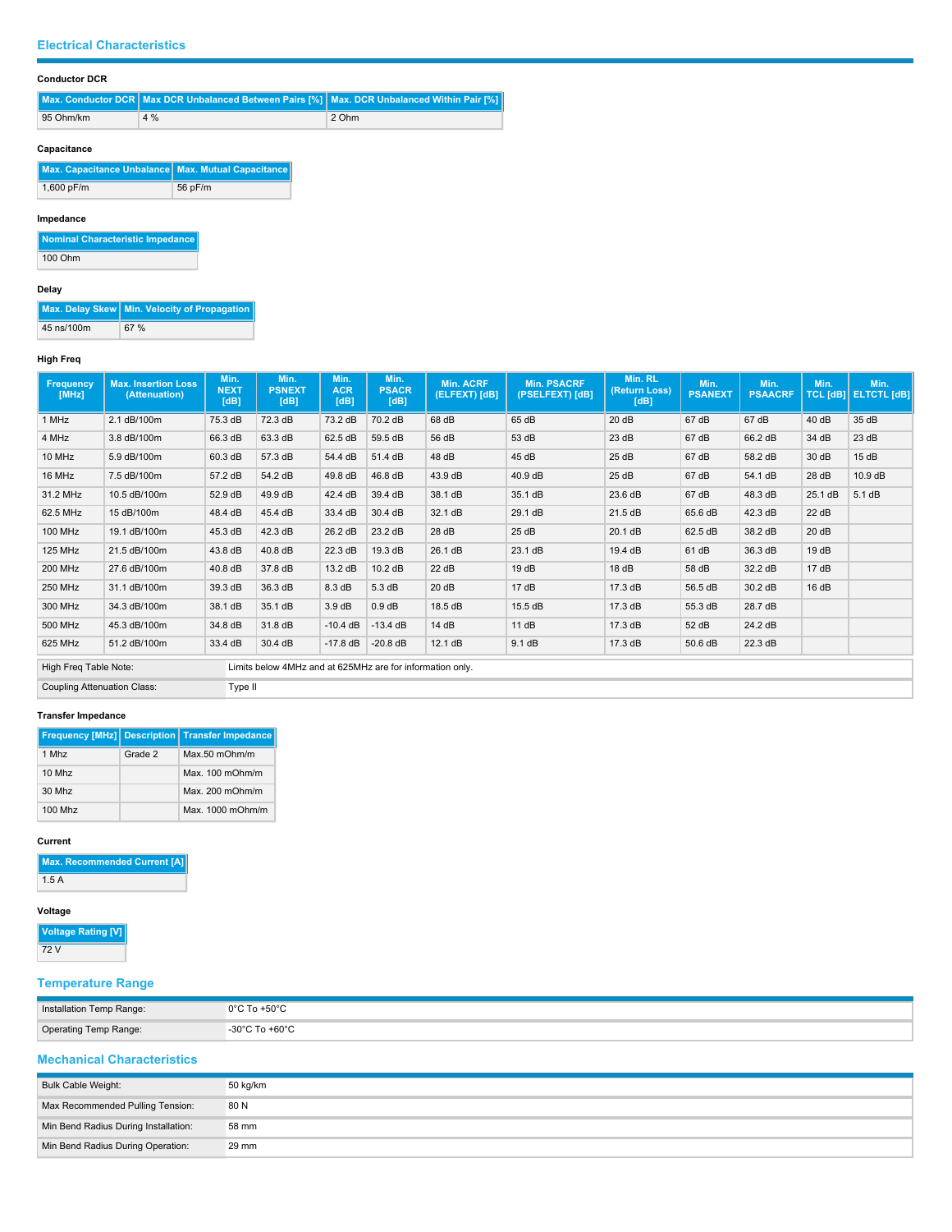## Electrical Characteristics

#### Conductor DCR

| Max. Conductor DCR | Max DCR Unbalanced Between Pairs [%] | Max. DCR Unbalanced Within Pair [%] |
|---|---|---|
| 95 Ohm/km | 4 % | 2 Ohm |

#### Capacitance

| Max. Capacitance Unbalance | Max. Mutual Capacitance |
|---|---|
| 1,600 pF/m | 56 pF/m |

#### Impedance

| Nominal Characteristic Impedance |
|---|
| 100 Ohm |

#### Delay

| Max. Delay Skew | Min. Velocity of Propagation |
|---|---|
| 45 ns/100m | 67 % |

#### High Freq

| Frequency [MHz] | Max. Insertion Loss (Attenuation) | Min. NEXT [dB] | Min. PSNEXT [dB] | Min. ACR [dB] | Min. PSACR [dB] | Min. ACRF (ELFEXT) [dB] | Min. PSACRF (PSELFEXT) [dB] | Min. RL (Return Loss) [dB] | Min. PSANEXT | Min. PSAACRF | Min. TCL [dB] | Min. ELTCTL [dB] |
|---|---|---|---|---|---|---|---|---|---|---|---|---|
| 1 MHz | 2.1 dB/100m | 75.3 dB | 72.3 dB | 73.2 dB | 70.2 dB | 68 dB | 65 dB | 20 dB | 67 dB | 67 dB | 40 dB | 35 dB |
| 4 MHz | 3.8 dB/100m | 66.3 dB | 63.3 dB | 62.5 dB | 59.5 dB | 56 dB | 53 dB | 23 dB | 67 dB | 66.2 dB | 34 dB | 23 dB |
| 10 MHz | 5.9 dB/100m | 60.3 dB | 57.3 dB | 54.4 dB | 51.4 dB | 48 dB | 45 dB | 25 dB | 67 dB | 58.2 dB | 30 dB | 15 dB |
| 16 MHz | 7.5 dB/100m | 57.2 dB | 54.2 dB | 49.8 dB | 46.8 dB | 43.9 dB | 40.9 dB | 25 dB | 67 dB | 54.1 dB | 28 dB | 10.9 dB |
| 31.2 MHz | 10.5 dB/100m | 52.9 dB | 49.9 dB | 42.4 dB | 39.4 dB | 38.1 dB | 35.1 dB | 23.6 dB | 67 dB | 48.3 dB | 25.1 dB | 5.1 dB |
| 62.5 MHz | 15 dB/100m | 48.4 dB | 45.4 dB | 33.4 dB | 30.4 dB | 32.1 dB | 29.1 dB | 21.5 dB | 65.6 dB | 42.3 dB | 22 dB | |
| 100 MHz | 19.1 dB/100m | 45.3 dB | 42.3 dB | 26.2 dB | 23.2 dB | 28 dB | 25 dB | 20.1 dB | 62.5 dB | 38.2 dB | 20 dB | |
| 125 MHz | 21.5 dB/100m | 43.8 dB | 40.8 dB | 22.3 dB | 19.3 dB | 26.1 dB | 23.1 dB | 19.4 dB | 61 dB | 36.3 dB | 19 dB | |
| 200 MHz | 27.6 dB/100m | 40.8 dB | 37.8 dB | 13.2 dB | 10.2 dB | 22 dB | 19 dB | 18 dB | 58 dB | 32.2 dB | 17 dB | |
| 250 MHz | 31.1 dB/100m | 39.3 dB | 36.3 dB | 8.3 dB | 5.3 dB | 20 dB | 17 dB | 17.3 dB | 56.5 dB | 30.2 dB | 16 dB | |
| 300 MHz | 34.3 dB/100m | 38.1 dB | 35.1 dB | 3.9 dB | 0.9 dB | 18.5 dB | 15.5 dB | 17.3 dB | 55.3 dB | 28.7 dB | | |
| 500 MHz | 45.3 dB/100m | 34.8 dB | 31.8 dB | -10.4 dB | -13.4 dB | 14 dB | 11 dB | 17.3 dB | 52 dB | 24.2 dB | | |
| 625 MHz | 51.2 dB/100m | 33.4 dB | 30.4 dB | -17.8 dB | -20.8 dB | 12.1 dB | 9.1 dB | 17.3 dB | 50.6 dB | 22.3 dB | | |

| | |
|---|---|
| High Freq Table Note: | Limits below 4MHz and at 625MHz are for information only. |
| Coupling Attenuation Class: | Type II |

#### Transfer Impedance

| Frequency [MHz] | Description | Transfer Impedance |
|---|---|---|
| 1 Mhz | Grade 2 | Max.50 mOhm/m |
| 10 Mhz | | Max. 100 mOhm/m |
| 30 Mhz | | Max. 200 mOhm/m |
| 100 Mhz | | Max. 1000 mOhm/m |

#### Current

| Max. Recommended Current [A] |
|---|
| 1.5 A |

#### Voltage

| Voltage Rating [V] |
|---|
| 72 V |

## Temperature Range

| | |
|---|---|
| Installation Temp Range: | 0°C To +50°C |
| Operating Temp Range: | -30°C To +60°C |

## Mechanical Characteristics

| | |
|---|---|
| Bulk Cable Weight: | 50 kg/km |
| Max Recommended Pulling Tension: | 80 N |
| Min Bend Radius During Installation: | 58 mm |
| Min Bend Radius During Operation: | 29 mm |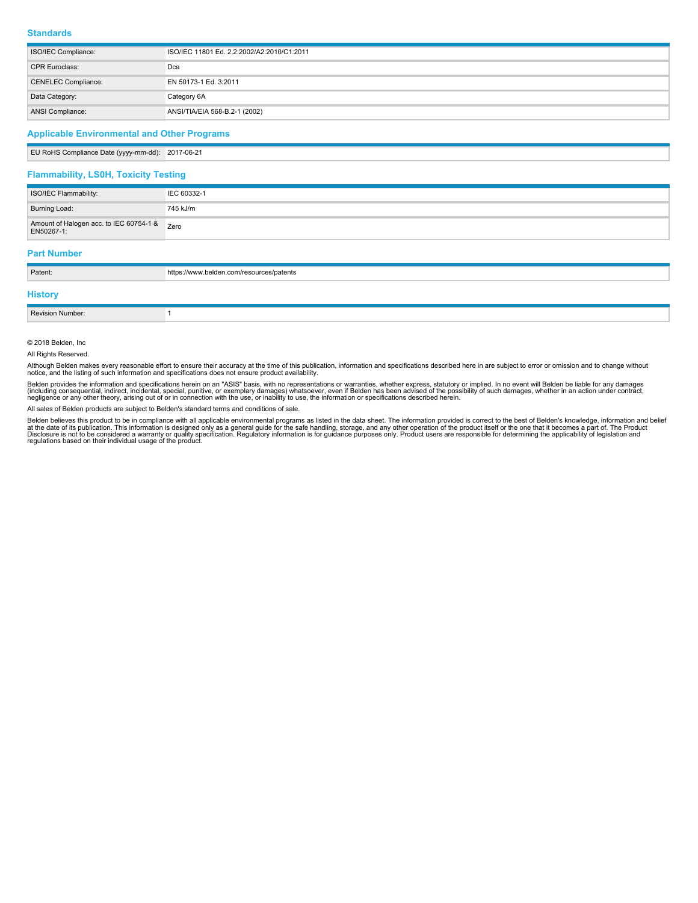## Standards

| | |
|---|---|
| ISO/IEC Compliance: | ISO/IEC 11801 Ed. 2.2:2002/A2:2010/C1:2011 |
| CPR Euroclass: | Dca |
| CENELEC Compliance: | EN 50173-1 Ed. 3:2011 |
| Data Category: | Category 6A |
| ANSI Compliance: | ANSI/TIA/EIA 568-B.2-1 (2002) |

## Applicable Environmental and Other Programs

| | |
|---|---|
| EU RoHS Compliance Date (yyyy-mm-dd): | 2017-06-21 |

## Flammability, LS0H, Toxicity Testing

| | |
|---|---|
| ISO/IEC Flammability: | IEC 60332-1 |
| Burning Load: | 745 kJ/m |
| Amount of Halogen acc. to IEC 60754-1 & EN50267-1: | Zero |

## Part Number

| | |
|---|---|
| Patent: | https://www.belden.com/resources/patents |

## History

| | |
|---|---|
| Revision Number: | 1 |

© 2018 Belden, Inc

All Rights Reserved.

Although Belden makes every reasonable effort to ensure their accuracy at the time of this publication, information and specifications described here in are subject to error or omission and to change without notice, and the listing of such information and specifications does not ensure product availability.

Belden provides the information and specifications herein on an "ASIS" basis, with no representations or warranties, whether express, statutory or implied. In no event will Belden be liable for any damages (including consequential, indirect, incidental, special, punitive, or exemplary damages) whatsoever, even if Belden has been advised of the possibility of such damages, whether in an action under contract, negligence or any other theory, arising out of or in connection with the use, or inability to use, the information or specifications described herein.

All sales of Belden products are subject to Belden's standard terms and conditions of sale.

Belden believes this product to be in compliance with all applicable environmental programs as listed in the data sheet. The information provided is correct to the best of Belden's knowledge, information and belief at the date of its publication. This information is designed only as a general guide for the safe handling, storage, and any other operation of the product itself or the one that it becomes a part of. The Product Disclosure is not to be considered a warranty or quality specification. Regulatory information is for guidance purposes only. Product users are responsible for determining the applicability of legislation and regulations based on their individual usage of the product.